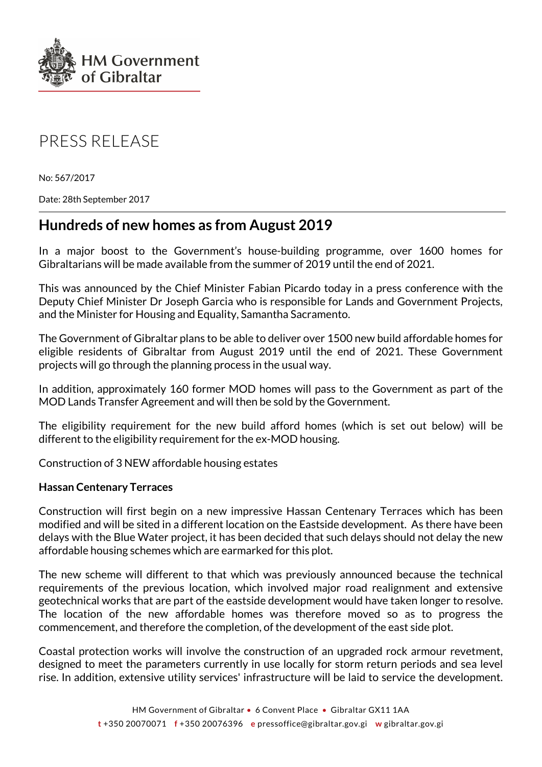HM Government of Gibraltar

PRESS RELEASE

No: 567/2017

Date: 28th September 2017

## Hundreds of new homes as from August 2019

In a major boost to the Government's house-building programme, over 1600 homes for Gibraltarians will be made available from the summer of 2019 until the end of 2021.

This was announced by the Chief Minister Fabian Picardo today in a press conference with the Deputy Chief Minister Dr Joseph Garcia who is responsible for Lands and Government Projects, and the Minister for Housing and Equality, Samantha Sacramento.

The Government of Gibraltar plans to be able to deliver over 1500 new build affordable homes for eligible residents of Gibraltar from August 2019 until the end of 2021. These Government projects will go through the planning process in the usual way.

In addition, approximately 160 former MOD homes will pass to the Government as part of the MOD Lands Transfer Agreement and will then be sold by the Government.

The eligibility requirement for the new build afford homes (which is set out below) will be different to the eligibility requirement for the ex-MOD housing.

Construction of 3 NEW affordable housing estates

**Hassan Centenary Terraces**

Construction will first begin on a new impressive Hassan Centenary Terraces which has been modified and will be sited in a different location on the Eastside development. As there have been delays with the Blue Water project, it has been decided that such delays should not delay the new affordable housing schemes which are earmarked for this plot.

The new scheme will different to that which was previously announced because the technical requirements of the previous location, which involved major road realignment and extensive geotechnical works that are part of the eastside development would have taken longer to resolve. The location of the new affordable homes was therefore moved so as to progress the commencement, and therefore the completion, of the development of the east side plot.

Coastal protection works will involve the construction of an upgraded rock armour revetment, designed to meet the parameters currently in use locally for storm return periods and sea level rise. In addition, extensive utility services' infrastructure will be laid to service the development.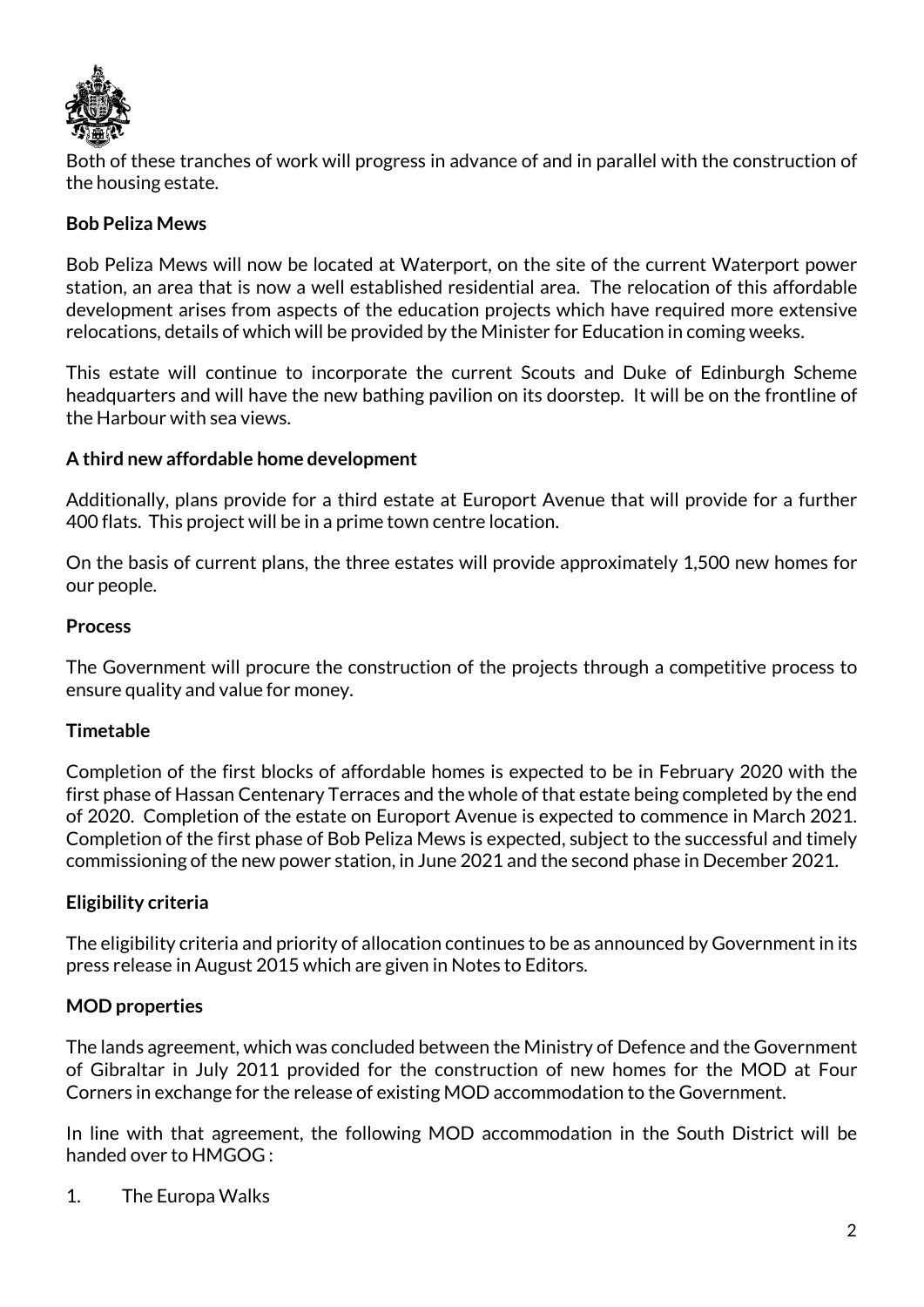Both of these tranches of work will progress in advance of and in parallel with the construction of the housing estate.

**Bob Peliza Mews**

Bob Peliza Mews will now be located at Waterport, on the site of the current Waterport power station, an area that is now a well established residential area. The relocation of this affordable development arises from aspects of the education projects which have required more extensive relocations, details of which will be provided by the Minister for Education in coming weeks.

This estate will continue to incorporate the current Scouts and Duke of Edinburgh Scheme headquarters and will have the new bathing pavilion on its doorstep. It will be on the frontline of the Harbour with sea views.

**A third new affordable home development**

Additionally, plans provide for a third estate at Europort Avenue that will provide for a further 400 flats. This project will be in a prime town centre location.

On the basis of current plans, the three estates will provide approximately 1,500 new homes for our people.

**Process**

The Government will procure the construction of the projects through a competitive process to ensure quality and value for money.

**Timetable**

Completion of the first blocks of affordable homes is expected to be in February 2020 with the first phase of Hassan Centenary Terraces and the whole of that estate being completed by the end of 2020. Completion of the estate on Europort Avenue is expected to commence in March 2021. Completion of the first phase of Bob Peliza Mews is expected, subject to the successful and timely commissioning of the new power station, in June 2021 and the second phase in December 2021.

**Eligibility criteria**

The eligibility criteria and priority of allocation continues to be as announced by Government in its press release in August 2015 which are given in Notes to Editors.

**MOD properties**

The lands agreement, which was concluded between the Ministry of Defence and the Government of Gibraltar in July 2011 provided for the construction of new homes for the MOD at Four Corners in exchange for the release of existing MOD accommodation to the Government.

In line with that agreement, the following MOD accommodation in the South District will be handed over to HMGOG :

1. The Europa Walks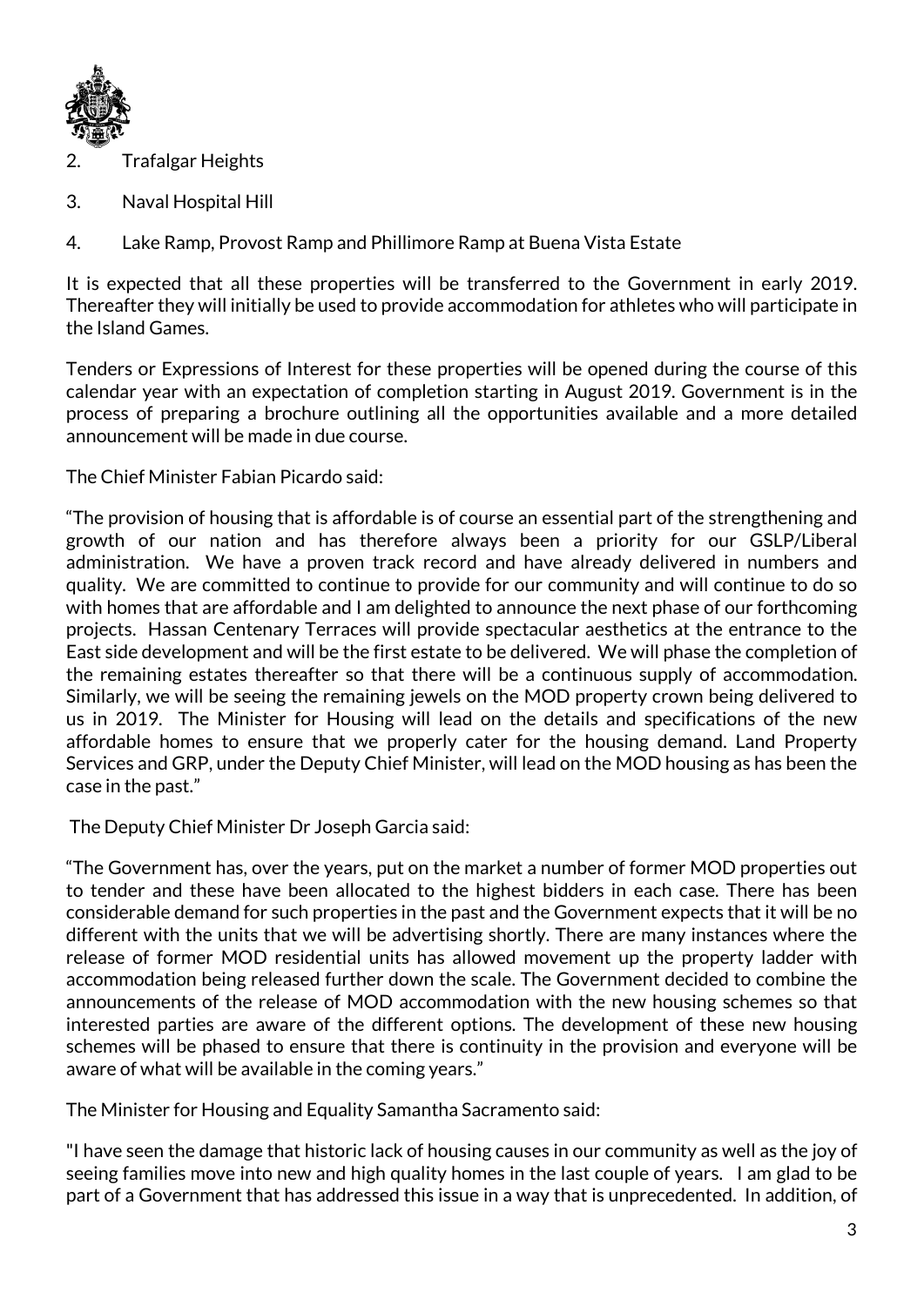2. Trafalgar Heights

3. Naval Hospital Hill

4. Lake Ramp, Provost Ramp and Phillimore Ramp at Buena Vista Estate

It is expected that all these properties will be transferred to the Government in early 2019. Thereafter they will initially be used to provide accommodation for athletes who will participate in the Island Games.

Tenders or Expressions of Interest for these properties will be opened during the course of this calendar year with an expectation of completion starting in August 2019. Government is in the process of preparing a brochure outlining all the opportunities available and a more detailed announcement will be made in due course.

The Chief Minister Fabian Picardo said:

"The provision of housing that is affordable is of course an essential part of the strengthening and growth of our nation and has therefore always been a priority for our GSLP/Liberal administration. We have a proven track record and have already delivered in numbers and quality. We are committed to continue to provide for our community and will continue to do so with homes that are affordable and I am delighted to announce the next phase of our forthcoming projects. Hassan Centenary Terraces will provide spectacular aesthetics at the entrance to the East side development and will be the first estate to be delivered. We will phase the completion of the remaining estates thereafter so that there will be a continuous supply of accommodation. Similarly, we will be seeing the remaining jewels on the MOD property crown being delivered to us in 2019. The Minister for Housing will lead on the details and specifications of the new affordable homes to ensure that we properly cater for the housing demand. Land Property Services and GRP, under the Deputy Chief Minister, will lead on the MOD housing as has been the case in the past."

The Deputy Chief Minister Dr Joseph Garcia said:

"The Government has, over the years, put on the market a number of former MOD properties out to tender and these have been allocated to the highest bidders in each case. There has been considerable demand for such properties in the past and the Government expects that it will be no different with the units that we will be advertising shortly. There are many instances where the release of former MOD residential units has allowed movement up the property ladder with accommodation being released further down the scale. The Government decided to combine the announcements of the release of MOD accommodation with the new housing schemes so that interested parties are aware of the different options. The development of these new housing schemes will be phased to ensure that there is continuity in the provision and everyone will be aware of what will be available in the coming years."

The Minister for Housing and Equality Samantha Sacramento said:

"I have seen the damage that historic lack of housing causes in our community as well as the joy of seeing families move into new and high quality homes in the last couple of years. I am glad to be part of a Government that has addressed this issue in a way that is unprecedented. In addition, of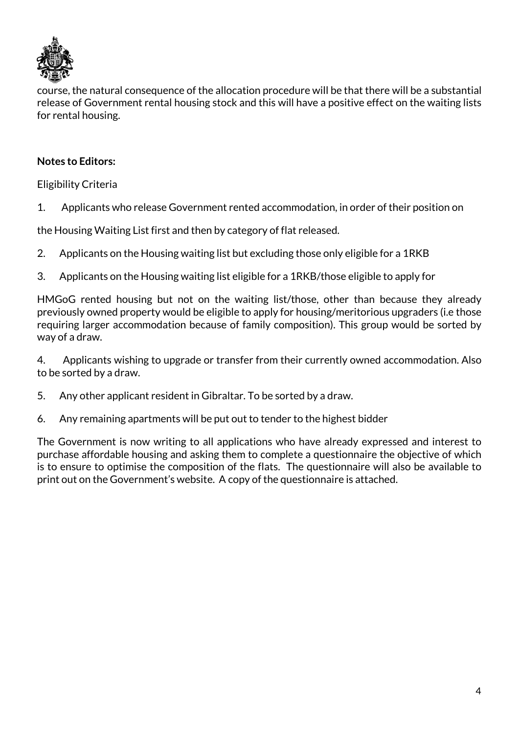course, the natural consequence of the allocation procedure will be that there will be a substantial release of Government rental housing stock and this will have a positive effect on the waiting lists for rental housing.

**Notes to Editors:**

Eligibility Criteria

1. Applicants who release Government rented accommodation, in order of their position on the Housing Waiting List first and then by category of flat released.

2. Applicants on the Housing waiting list but excluding those only eligible for a 1RKB

3. Applicants on the Housing waiting list eligible for a 1RKB/those eligible to apply for HMGoG rented housing but not on the waiting list/those, other than because they already previously owned property would be eligible to apply for housing/meritorious upgraders (i.e those requiring larger accommodation because of family composition). This group would be sorted by way of a draw.

4. Applicants wishing to upgrade or transfer from their currently owned accommodation. Also to be sorted by a draw.

5. Any other applicant resident in Gibraltar. To be sorted by a draw.

6. Any remaining apartments will be put out to tender to the highest bidder

The Government is now writing to all applications who have already expressed and interest to purchase affordable housing and asking them to complete a questionnaire the objective of which is to ensure to optimise the composition of the flats. The questionnaire will also be available to print out on the Government's website. A copy of the questionnaire is attached.